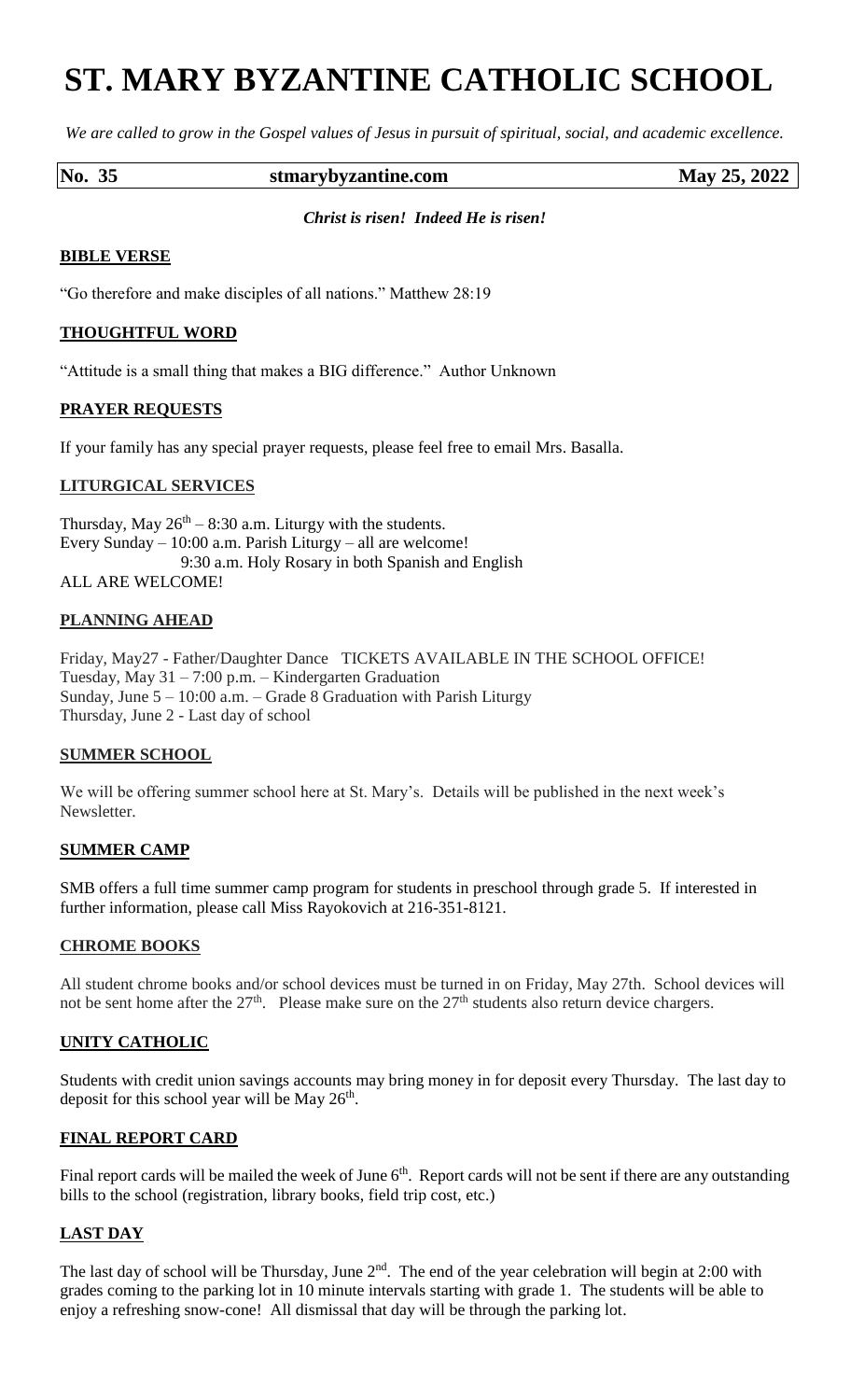# ST. MARY BYZANTINE CATHOLIC SCHOOL

*We are called to grow in the Gospel values of Jesus in pursuit of spiritual, social, and academic excellence.*

| No. 35 | stmarybyzantine.com | May 25, 2022 |
|---|---|---|

***Christ is risen! Indeed He is risen!***

## BIBLE VERSE

"Go therefore and make disciples of all nations." Matthew 28:19

## THOUGHTFUL WORD

"Attitude is a small thing that makes a BIG difference." Author Unknown

## PRAYER REQUESTS

If your family has any special prayer requests, please feel free to email Mrs. Basalla.

## LITURGICAL SERVICES

Thursday, May 26th – 8:30 a.m. Liturgy with the students.
Every Sunday – 10:00 a.m. Parish Liturgy – all are welcome!
9:30 a.m. Holy Rosary in both Spanish and English
ALL ARE WELCOME!

## PLANNING AHEAD

Friday, May27 - Father/Daughter Dance TICKETS AVAILABLE IN THE SCHOOL OFFICE!
Tuesday, May 31 – 7:00 p.m. – Kindergarten Graduation
Sunday, June 5 – 10:00 a.m. – Grade 8 Graduation with Parish Liturgy
Thursday, June 2 - Last day of school

## SUMMER SCHOOL

We will be offering summer school here at St. Mary's. Details will be published in the next week's Newsletter.

## SUMMER CAMP

SMB offers a full time summer camp program for students in preschool through grade 5. If interested in further information, please call Miss Rayokovich at 216-351-8121.

## CHROME BOOKS

All student chrome books and/or school devices must be turned in on Friday, May 27th. School devices will not be sent home after the 27th. Please make sure on the 27th students also return device chargers.

## UNITY CATHOLIC

Students with credit union savings accounts may bring money in for deposit every Thursday. The last day to deposit for this school year will be May 26th.

## FINAL REPORT CARD

Final report cards will be mailed the week of June 6th. Report cards will not be sent if there are any outstanding bills to the school (registration, library books, field trip cost, etc.)

## LAST DAY

The last day of school will be Thursday, June 2nd. The end of the year celebration will begin at 2:00 with grades coming to the parking lot in 10 minute intervals starting with grade 1. The students will be able to enjoy a refreshing snow-cone! All dismissal that day will be through the parking lot.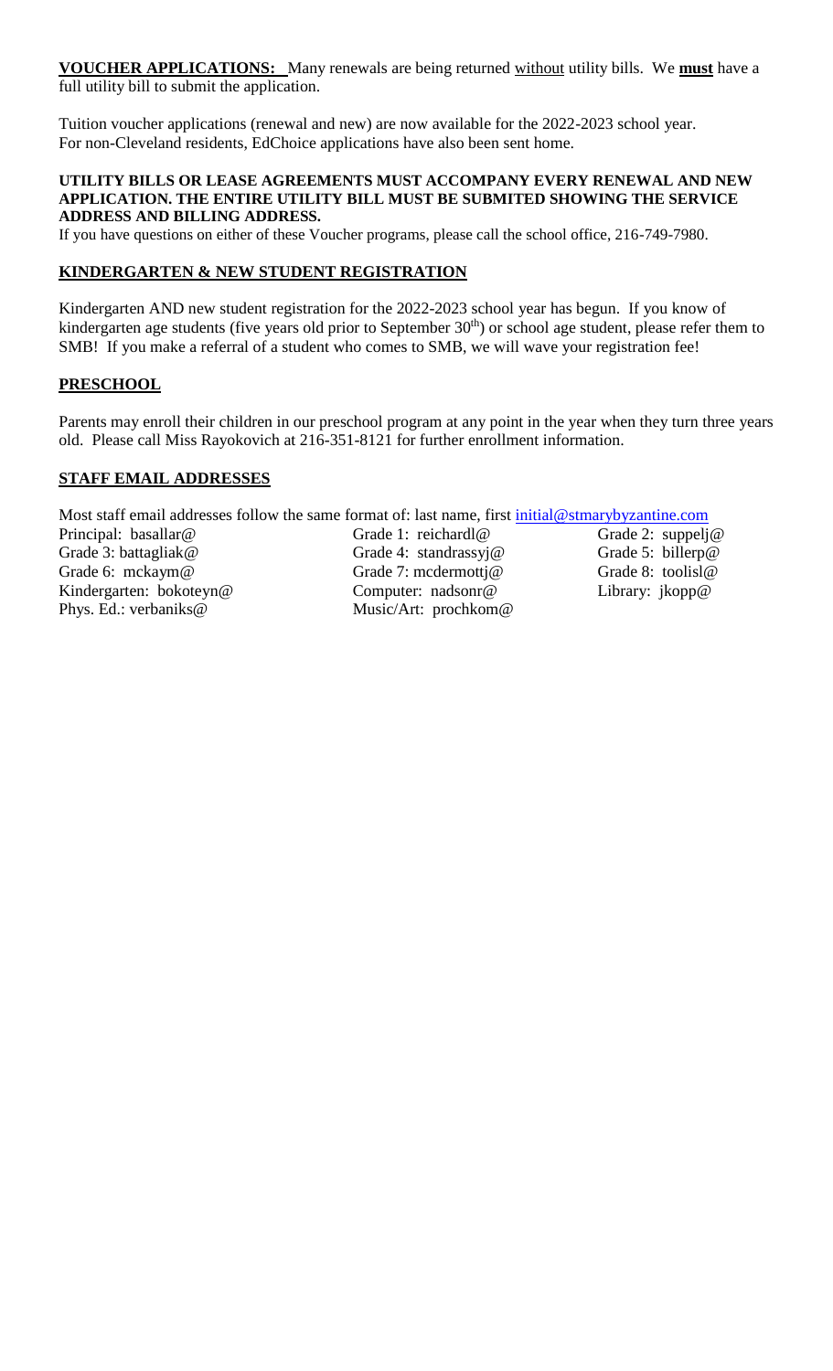**VOUCHER APPLICATIONS:** Many renewals are being returned without utility bills. We **must** have a full utility bill to submit the application.

Tuition voucher applications (renewal and new) are now available for the 2022-2023 school year. For non-Cleveland residents, EdChoice applications have also been sent home.

**UTILITY BILLS OR LEASE AGREEMENTS MUST ACCOMPANY EVERY RENEWAL AND NEW APPLICATION. THE ENTIRE UTILITY BILL MUST BE SUBMITED SHOWING THE SERVICE ADDRESS AND BILLING ADDRESS.**

If you have questions on either of these Voucher programs, please call the school office, 216-749-7980.

## KINDERGARTEN & NEW STUDENT REGISTRATION

Kindergarten AND new student registration for the 2022-2023 school year has begun. If you know of kindergarten age students (five years old prior to September 30th) or school age student, please refer them to SMB! If you make a referral of a student who comes to SMB, we will wave your registration fee!

## PRESCHOOL

Parents may enroll their children in our preschool program at any point in the year when they turn three years old. Please call Miss Rayokovich at 216-351-8121 for further enrollment information.

## STAFF EMAIL ADDRESSES

Most staff email addresses follow the same format of: last name, first initial@stmarybyzantine.com

| | | |
|---|---|---|
| Principal: basallar@ | Grade 1: reichardl@ | Grade 2: suppelj@ |
| Grade 3: battagliak@ | Grade 4: standrassyj@ | Grade 5: billerp@ |
| Grade 6: mckaym@ | Grade 7: mcdermottj@ | Grade 8: toolisl@ |
| Kindergarten: bokoteyn@ | Computer: nadsonr@ | Library: jkopp@ |
| Phys. Ed.: verbaniks@ | Music/Art: prochkom@ | |